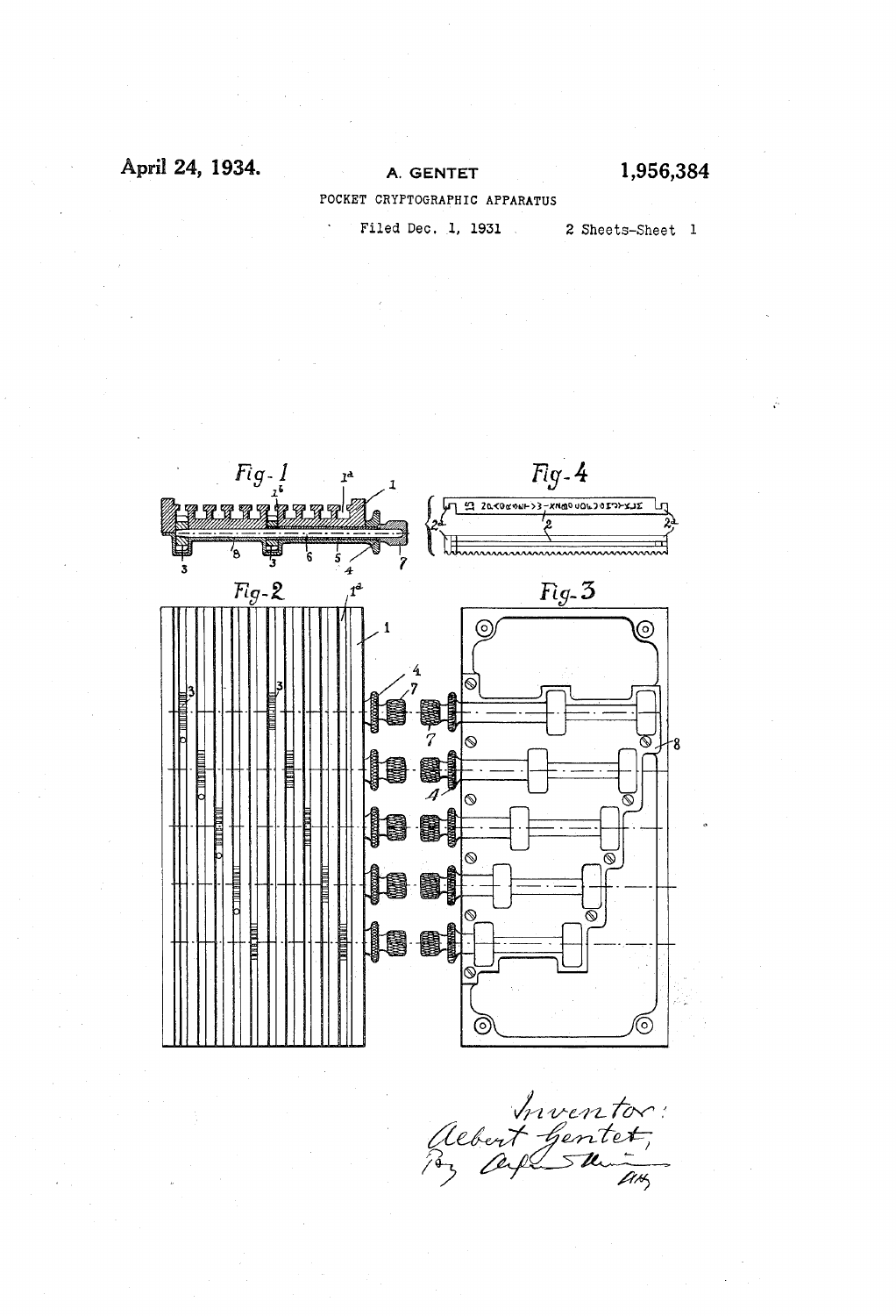April 24, 1934.

A. GENTET

1,956,384

POCKET CRYPTOGRAPHIC APPARATUS

Filed Dec. 1, 1931

2 Sheets-Sheet 1

Fig-1

Fig-2

Fig-3

Fig-4

Inventor:
Albert Gentet,
By [signature] Atty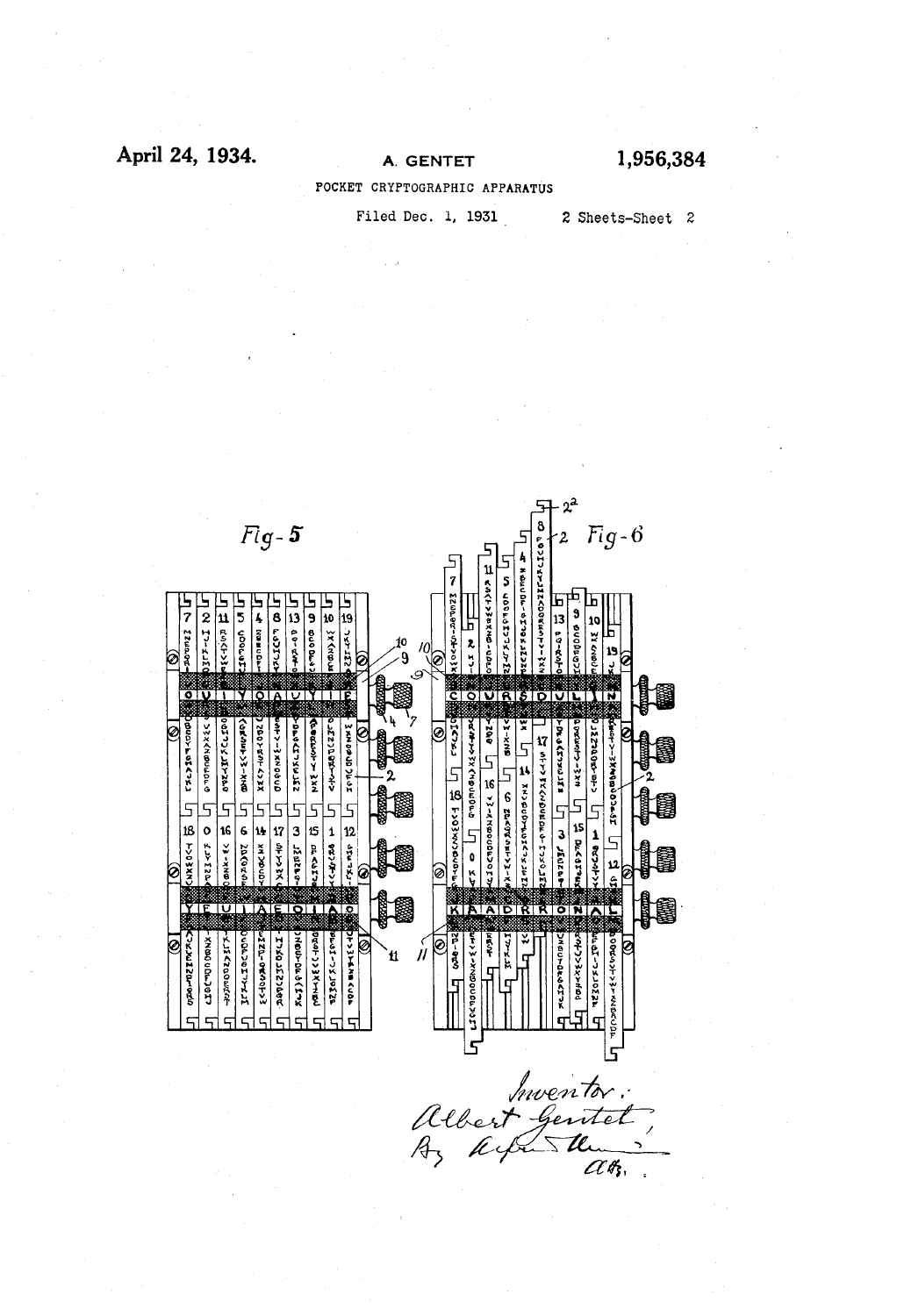April 24, 1934.

A. GENTET

1,956,384

POCKET CRYPTOGRAPHIC APPARATUS

Filed Dec. 1, 1931

2 Sheets-Sheet 2

Fig-5

Fig-6

Inventor:
Albert Gentet,
By [signature] Atty.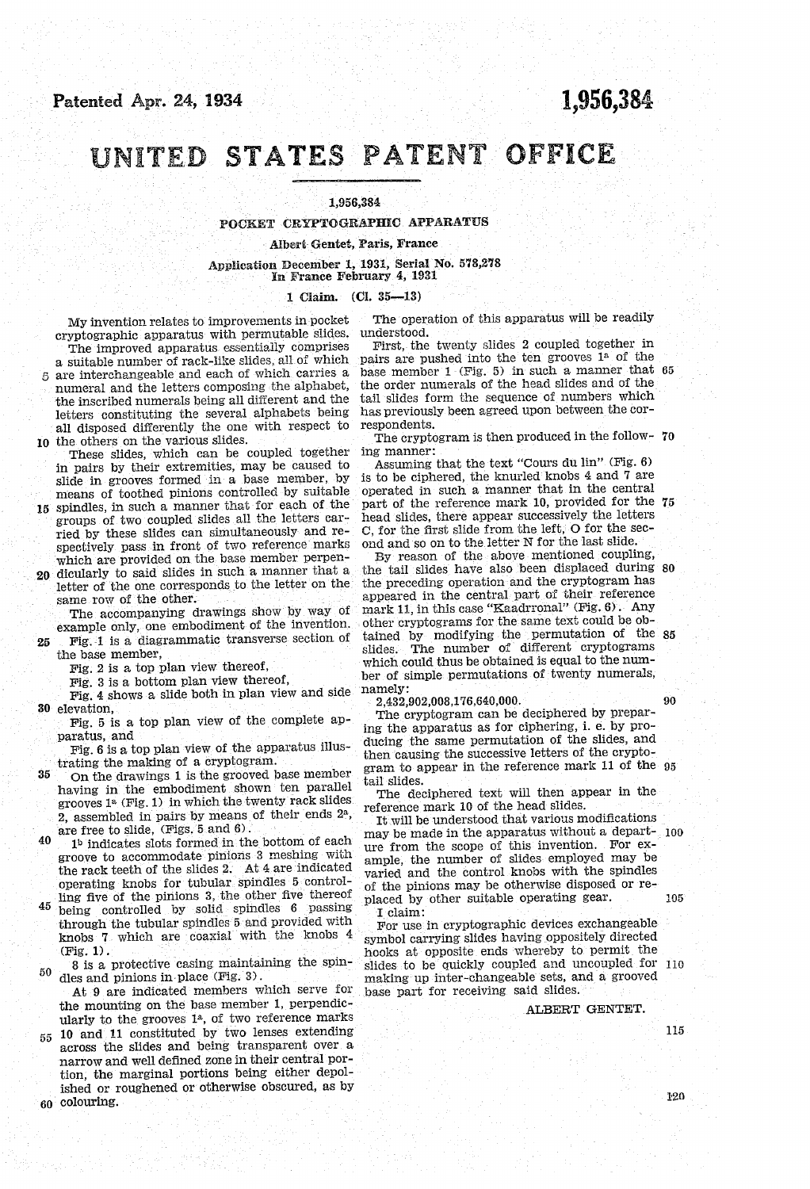Patented Apr. 24, 1934

1,956,384

# UNITED STATES PATENT OFFICE

1,956,384

## POCKET CRYPTOGRAPHIC APPARATUS

Albert Gentet, Paris, France

Application December 1, 1931, Serial No. 578,278
In France February 4, 1931

1 Claim. (Cl. 35—13)

My invention relates to improvements in pocket cryptographic apparatus with permutable slides.

The improved apparatus essentially comprises a suitable number of rack-like slides, all of which are interchangeable and each of which carries a numeral and the letters composing the alphabet, the inscribed numerals being all different and the letters constituting the several alphabets being all disposed differently the one with respect to the others on the various slides.

These slides, which can be coupled together in pairs by their extremities, may be caused to slide in grooves formed in a base member, by means of toothed pinions controlled by suitable spindles, in such a manner that for each of the groups of two coupled slides all the letters carried by these slides can simultaneously and respectively pass in front of two reference marks which are provided on the base member perpendicularly to said slides in such a manner that a letter of the one corresponds to the letter on the same row of the other.

The accompanying drawings show by way of example only, one embodiment of the invention.

Fig. 1 is a diagrammatic transverse section of the base member,

Fig. 2 is a top plan view thereof,

Fig. 3 is a bottom plan view thereof,

Fig. 4 shows a slide both in plan view and side elevation,

Fig. 5 is a top plan view of the complete apparatus, and

Fig. 6 is a top plan view of the apparatus illustrating the making of a cryptogram.

On the drawings 1 is the grooved base member having in the embodiment shown ten parallel grooves $1^a$ (Fig. 1) in which the twenty rack slides 2, assembled in pairs by means of their ends $2^a$, are free to slide, (Figs. 5 and 6).

$1^b$ indicates slots formed in the bottom of each groove to accommodate pinions 3 meshing with the rack teeth of the slides 2. At 4 are indicated operating knobs for tubular spindles 5 controlling five of the pinions 3, the other five thereof being controlled by solid spindles 6 passing through the tubular spindles 5 and provided with knobs 7 which are coaxial with the knobs 4 (Fig. 1).

8 is a protective casing maintaining the spindles and pinions in place (Fig. 3).

At 9 are indicated members which serve for the mounting on the base member 1, perpendicularly to the grooves $1^a$, of two reference marks 10 and 11 constituted by two lenses extending across the slides and being transparent over a narrow and well defined zone in their central portion, the marginal portions being either depolished or roughened or otherwise obscured, as by colouring.

The operation of this apparatus will be readily understood.

First, the twenty slides 2 coupled together in pairs are pushed into the ten grooves $1^a$ of the base member 1 (Fig. 5) in such a manner that the order numerals of the head slides and of the tail slides form the sequence of numbers which has previously been agreed upon between the correspondents.

The cryptogram is then produced in the following manner:

Assuming that the text "Cours du lin" (Fig. 6) is to be ciphered, the knurled knobs 4 and 7 are operated in such a manner that in the central part of the reference mark 10, provided for the head slides, there appear successively the letters C, for the first slide from the left, O for the second and so on to the letter N for the last slide.

By reason of the above mentioned coupling, the tail slides have also been displaced during the preceding operation and the cryptogram has appeared in the central part of their reference mark 11, in this case "Kaadrronal" (Fig. 6). Any other cryptograms for the same text could be obtained by modifying the permutation of the slides. The number of different cryptograms which could thus be obtained is equal to the number of simple permutations of twenty numerals, namely:

2,432,902,008,176,640,000.

The cryptogram can be deciphered by preparing the apparatus as for ciphering, i. e. by producing the same permutation of the slides, and then causing the successive letters of the cryptogram to appear in the reference mark 11 of the tail slides.

The deciphered text will then appear in the reference mark 10 of the head slides.

It will be understood that various modifications may be made in the apparatus without a departure from the scope of this invention. For example, the number of slides employed may be varied and the control knobs with the spindles of the pinions may be otherwise disposed or replaced by other suitable operating gear.

I claim:

For use in cryptographic devices exchangeable symbol carrying slides having oppositely directed hooks at opposite ends whereby to permit the slides to be quickly coupled and uncoupled for making up inter-changeable sets, and a grooved base part for receiving said slides.

ALBERT GENTET.